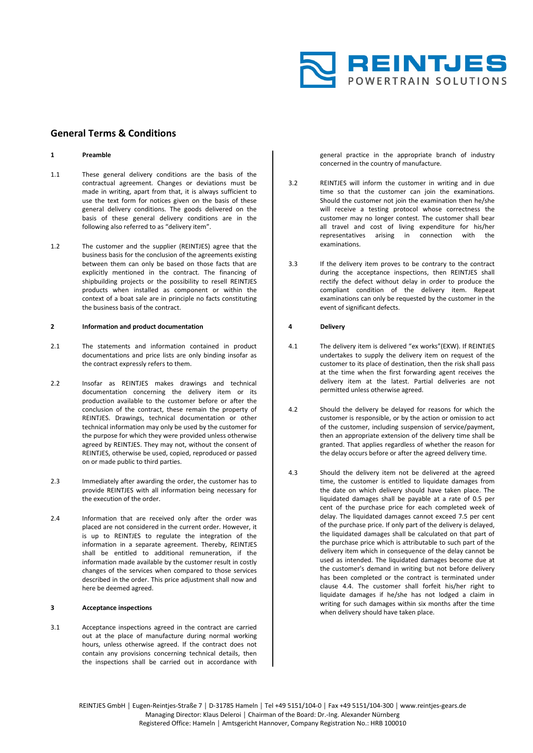## General Terms & Conditions

**1 Preamble**

1.1 These general delivery conditions are the basis of the contractual agreement. Changes or deviations must be made in writing, apart from that, it is always sufficient to use the text form for notices given on the basis of these general delivery conditions. The goods delivered on the basis of these general delivery conditions are in the following also referred to as "delivery item".

1.2 The customer and the supplier (REINTJES) agree that the business basis for the conclusion of the agreements existing between them can only be based on those facts that are explicitly mentioned in the contract. The financing of shipbuilding projects or the possibility to resell REINTJES products when installed as component or within the context of a boat sale are in principle no facts constituting the business basis of the contract.

**2 Information and product documentation**

2.1 The statements and information contained in product documentations and price lists are only binding insofar as the contract expressly refers to them.

2.2 Insofar as REINTJES makes drawings and technical documentation concerning the delivery item or its production available to the customer before or after the conclusion of the contract, these remain the property of REINTJES. Drawings, technical documentation or other technical information may only be used by the customer for the purpose for which they were provided unless otherwise agreed by REINTJES. They may not, without the consent of REINTJES, otherwise be used, copied, reproduced or passed on or made public to third parties.

2.3 Immediately after awarding the order, the customer has to provide REINTJES with all information being necessary for the execution of the order.

2.4 Information that are received only after the order was placed are not considered in the current order. However, it is up to REINTJES to regulate the integration of the information in a separate agreement. Thereby, REINTJES shall be entitled to additional remuneration, if the information made available by the customer result in costly changes of the services when compared to those services described in the order. This price adjustment shall now and here be deemed agreed.

**3 Acceptance inspections**

3.1 Acceptance inspections agreed in the contract are carried out at the place of manufacture during normal working hours, unless otherwise agreed. If the contract does not contain any provisions concerning technical details, then the inspections shall be carried out in accordance with general practice in the appropriate branch of industry concerned in the country of manufacture.

3.2 REINTJES will inform the customer in writing and in due time so that the customer can join the examinations. Should the customer not join the examination then he/she will receive a testing protocol whose correctness the customer may no longer contest. The customer shall bear all travel and cost of living expenditure for his/her representatives arising in connection with the examinations.

3.3 If the delivery item proves to be contrary to the contract during the acceptance inspections, then REINTJES shall rectify the defect without delay in order to produce the compliant condition of the delivery item. Repeat examinations can only be requested by the customer in the event of significant defects.

**4 Delivery**

4.1 The delivery item is delivered "ex works"(EXW). If REINTJES undertakes to supply the delivery item on request of the customer to its place of destination, then the risk shall pass at the time when the first forwarding agent receives the delivery item at the latest. Partial deliveries are not permitted unless otherwise agreed.

4.2 Should the delivery be delayed for reasons for which the customer is responsible, or by the action or omission to act of the customer, including suspension of service/payment, then an appropriate extension of the delivery time shall be granted. That applies regardless of whether the reason for the delay occurs before or after the agreed delivery time.

4.3 Should the delivery item not be delivered at the agreed time, the customer is entitled to liquidate damages from the date on which delivery should have taken place. The liquidated damages shall be payable at a rate of 0.5 per cent of the purchase price for each completed week of delay. The liquidated damages cannot exceed 7.5 per cent of the purchase price. If only part of the delivery is delayed, the liquidated damages shall be calculated on that part of the purchase price which is attributable to such part of the delivery item which in consequence of the delay cannot be used as intended. The liquidated damages become due at the customer's demand in writing but not before delivery has been completed or the contract is terminated under clause 4.4. The customer shall forfeit his/her right to liquidate damages if he/she has not lodged a claim in writing for such damages within six months after the time when delivery should have taken place.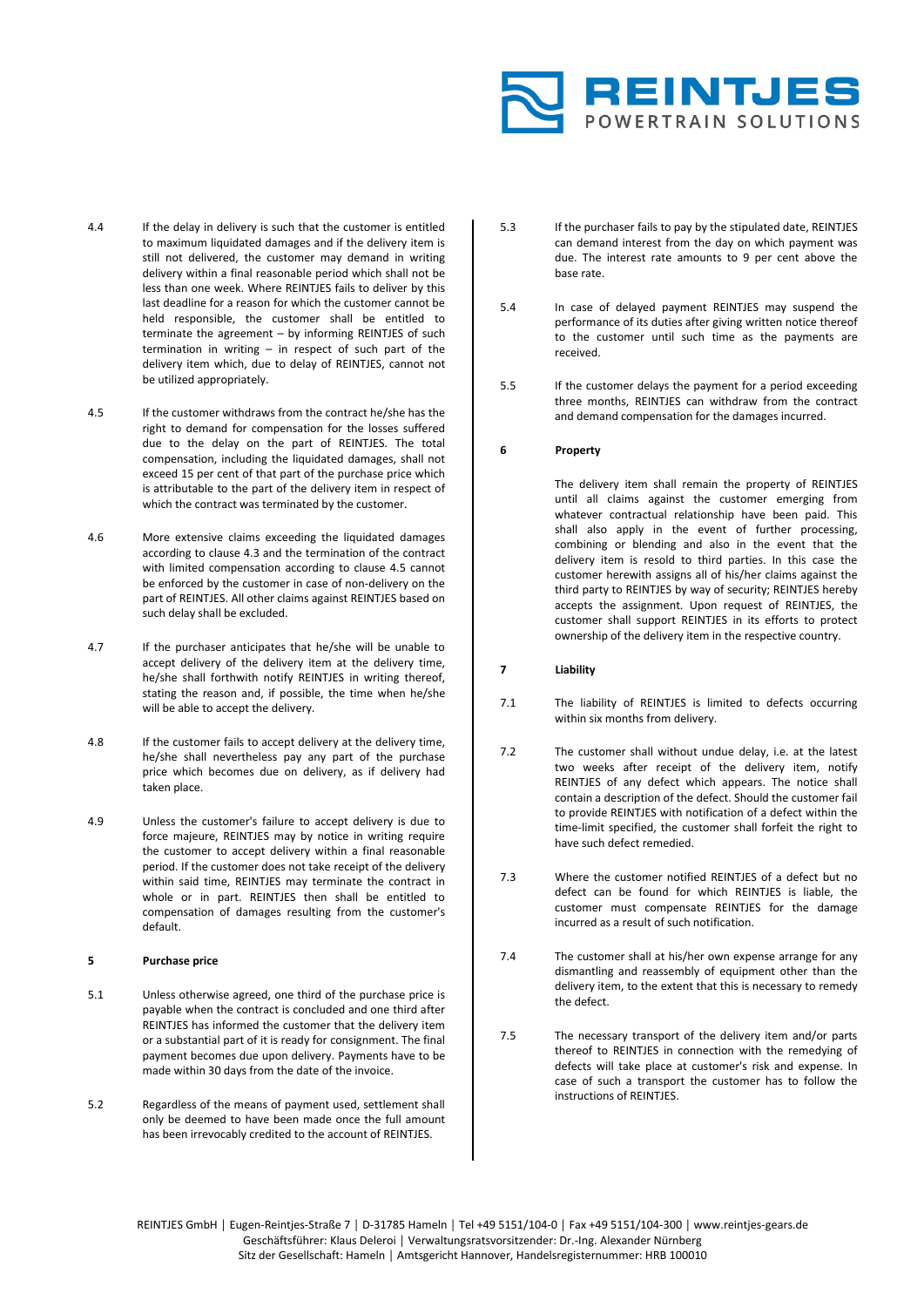4.4 If the delay in delivery is such that the customer is entitled to maximum liquidated damages and if the delivery item is still not delivered, the customer may demand in writing delivery within a final reasonable period which shall not be less than one week. Where REINTJES fails to deliver by this last deadline for a reason for which the customer cannot be held responsible, the customer shall be entitled to terminate the agreement – by informing REINTJES of such termination in writing – in respect of such part of the delivery item which, due to delay of REINTJES, cannot not be utilized appropriately.

4.5 If the customer withdraws from the contract he/she has the right to demand for compensation for the losses suffered due to the delay on the part of REINTJES. The total compensation, including the liquidated damages, shall not exceed 15 per cent of that part of the purchase price which is attributable to the part of the delivery item in respect of which the contract was terminated by the customer.

4.6 More extensive claims exceeding the liquidated damages according to clause 4.3 and the termination of the contract with limited compensation according to clause 4.5 cannot be enforced by the customer in case of non-delivery on the part of REINTJES. All other claims against REINTJES based on such delay shall be excluded.

4.7 If the purchaser anticipates that he/she will be unable to accept delivery of the delivery item at the delivery time, he/she shall forthwith notify REINTJES in writing thereof, stating the reason and, if possible, the time when he/she will be able to accept the delivery.

4.8 If the customer fails to accept delivery at the delivery time, he/she shall nevertheless pay any part of the purchase price which becomes due on delivery, as if delivery had taken place.

4.9 Unless the customer's failure to accept delivery is due to force majeure, REINTJES may by notice in writing require the customer to accept delivery within a final reasonable period. If the customer does not take receipt of the delivery within said time, REINTJES may terminate the contract in whole or in part. REINTJES then shall be entitled to compensation of damages resulting from the customer's default.

## 5 Purchase price

5.1 Unless otherwise agreed, one third of the purchase price is payable when the contract is concluded and one third after REINTJES has informed the customer that the delivery item or a substantial part of it is ready for consignment. The final payment becomes due upon delivery. Payments have to be made within 30 days from the date of the invoice.

5.2 Regardless of the means of payment used, settlement shall only be deemed to have been made once the full amount has been irrevocably credited to the account of REINTJES.

5.3 If the purchaser fails to pay by the stipulated date, REINTJES can demand interest from the day on which payment was due. The interest rate amounts to 9 per cent above the base rate.

5.4 In case of delayed payment REINTJES may suspend the performance of its duties after giving written notice thereof to the customer until such time as the payments are received.

5.5 If the customer delays the payment for a period exceeding three months, REINTJES can withdraw from the contract and demand compensation for the damages incurred.

## 6 Property

The delivery item shall remain the property of REINTJES until all claims against the customer emerging from whatever contractual relationship have been paid. This shall also apply in the event of further processing, combining or blending and also in the event that the delivery item is resold to third parties. In this case the customer herewith assigns all of his/her claims against the third party to REINTJES by way of security; REINTJES hereby accepts the assignment. Upon request of REINTJES, the customer shall support REINTJES in its efforts to protect ownership of the delivery item in the respective country.

## 7 Liability

7.1 The liability of REINTJES is limited to defects occurring within six months from delivery.

7.2 The customer shall without undue delay, i.e. at the latest two weeks after receipt of the delivery item, notify REINTJES of any defect which appears. The notice shall contain a description of the defect. Should the customer fail to provide REINTJES with notification of a defect within the time-limit specified, the customer shall forfeit the right to have such defect remedied.

7.3 Where the customer notified REINTJES of a defect but no defect can be found for which REINTJES is liable, the customer must compensate REINTJES for the damage incurred as a result of such notification.

7.4 The customer shall at his/her own expense arrange for any dismantling and reassembly of equipment other than the delivery item, to the extent that this is necessary to remedy the defect.

7.5 The necessary transport of the delivery item and/or parts thereof to REINTJES in connection with the remedying of defects will take place at customer's risk and expense. In case of such a transport the customer has to follow the instructions of REINTJES.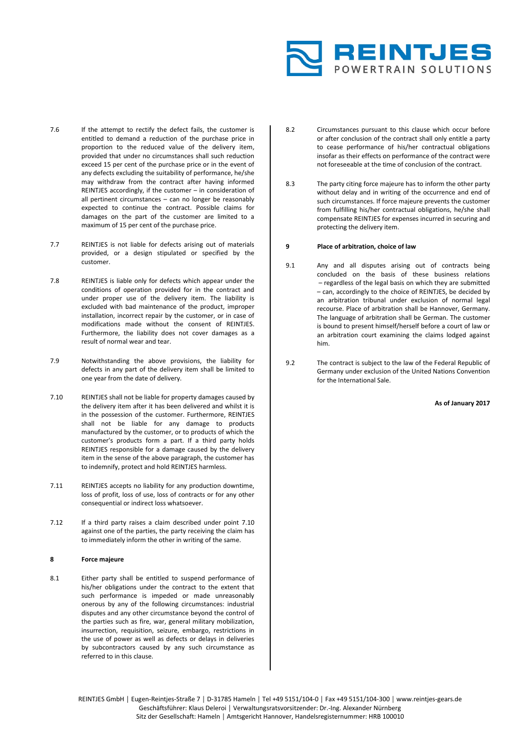7.6 If the attempt to rectify the defect fails, the customer is entitled to demand a reduction of the purchase price in proportion to the reduced value of the delivery item, provided that under no circumstances shall such reduction exceed 15 per cent of the purchase price or in the event of any defects excluding the suitability of performance, he/she may withdraw from the contract after having informed REINTJES accordingly, if the customer – in consideration of all pertinent circumstances – can no longer be reasonably expected to continue the contract. Possible claims for damages on the part of the customer are limited to a maximum of 15 per cent of the purchase price.

7.7 REINTJES is not liable for defects arising out of materials provided, or a design stipulated or specified by the customer.

7.8 REINTJES is liable only for defects which appear under the conditions of operation provided for in the contract and under proper use of the delivery item. The liability is excluded with bad maintenance of the product, improper installation, incorrect repair by the customer, or in case of modifications made without the consent of REINTJES. Furthermore, the liability does not cover damages as a result of normal wear and tear.

7.9 Notwithstanding the above provisions, the liability for defects in any part of the delivery item shall be limited to one year from the date of delivery.

7.10 REINTJES shall not be liable for property damages caused by the delivery item after it has been delivered and whilst it is in the possession of the customer. Furthermore, REINTJES shall not be liable for any damage to products manufactured by the customer, or to products of which the customer's products form a part. If a third party holds REINTJES responsible for a damage caused by the delivery item in the sense of the above paragraph, the customer has to indemnify, protect and hold REINTJES harmless.

7.11 REINTJES accepts no liability for any production downtime, loss of profit, loss of use, loss of contracts or for any other consequential or indirect loss whatsoever.

7.12 If a third party raises a claim described under point 7.10 against one of the parties, the party receiving the claim has to immediately inform the other in writing of the same.

**8 Force majeure**

8.1 Either party shall be entitled to suspend performance of his/her obligations under the contract to the extent that such performance is impeded or made unreasonably onerous by any of the following circumstances: industrial disputes and any other circumstance beyond the control of the parties such as fire, war, general military mobilization, insurrection, requisition, seizure, embargo, restrictions in the use of power as well as defects or delays in deliveries by subcontractors caused by any such circumstance as referred to in this clause.

8.2 Circumstances pursuant to this clause which occur before or after conclusion of the contract shall only entitle a party to cease performance of his/her contractual obligations insofar as their effects on performance of the contract were not foreseeable at the time of conclusion of the contract.

8.3 The party citing force majeure has to inform the other party without delay and in writing of the occurrence and end of such circumstances. If force majeure prevents the customer from fulfilling his/her contractual obligations, he/she shall compensate REINTJES for expenses incurred in securing and protecting the delivery item.

**9 Place of arbitration, choice of law**

9.1 Any and all disputes arising out of contracts being concluded on the basis of these business relations – regardless of the legal basis on which they are submitted – can, accordingly to the choice of REINTJES, be decided by an arbitration tribunal under exclusion of normal legal recourse. Place of arbitration shall be Hannover, Germany. The language of arbitration shall be German. The customer is bound to present himself/herself before a court of law or an arbitration court examining the claims lodged against him.

9.2 The contract is subject to the law of the Federal Republic of Germany under exclusion of the United Nations Convention for the International Sale.

**As of January 2017**